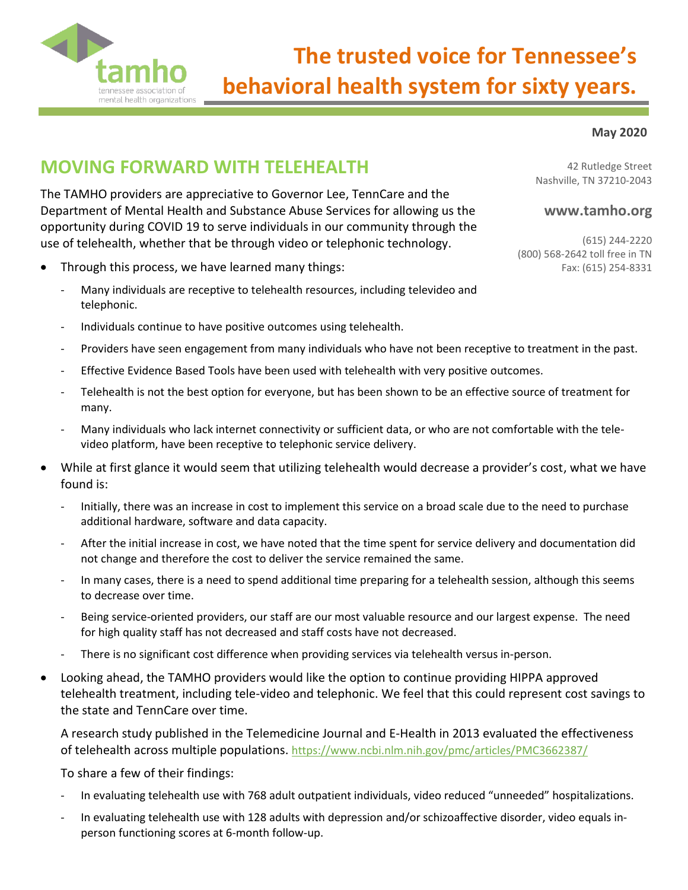tamho

tennessee association of mental health organizations

# The trusted voice for Tennessee's behavioral health system for sixty years.

**May 2020**

42 Rutledge Street
Nashville, TN 37210-2043

**www.tamho.org**

(615) 244-2220
(800) 568-2642 toll free in TN
Fax: (615) 254-8331

## MOVING FORWARD WITH TELEHEALTH

The TAMHO providers are appreciative to Governor Lee, TennCare and the Department of Mental Health and Substance Abuse Services for allowing us the opportunity during COVID 19 to serve individuals in our community through the use of telehealth, whether that be through video or telephonic technology.

- Through this process, we have learned many things:
  - Many individuals are receptive to telehealth resources, including televideo and telephonic.
  - Individuals continue to have positive outcomes using telehealth.
  - Providers have seen engagement from many individuals who have not been receptive to treatment in the past.
  - Effective Evidence Based Tools have been used with telehealth with very positive outcomes.
  - Telehealth is not the best option for everyone, but has been shown to be an effective source of treatment for many.
  - Many individuals who lack internet connectivity or sufficient data, or who are not comfortable with the tele-video platform, have been receptive to telephonic service delivery.
- While at first glance it would seem that utilizing telehealth would decrease a provider's cost, what we have found is:
  - Initially, there was an increase in cost to implement this service on a broad scale due to the need to purchase additional hardware, software and data capacity.
  - After the initial increase in cost, we have noted that the time spent for service delivery and documentation did not change and therefore the cost to deliver the service remained the same.
  - In many cases, there is a need to spend additional time preparing for a telehealth session, although this seems to decrease over time.
  - Being service-oriented providers, our staff are our most valuable resource and our largest expense. The need for high quality staff has not decreased and staff costs have not decreased.
  - There is no significant cost difference when providing services via telehealth versus in-person.
- Looking ahead, the TAMHO providers would like the option to continue providing HIPPA approved telehealth treatment, including tele-video and telephonic. We feel that this could represent cost savings to the state and TennCare over time.

  A research study published in the Telemedicine Journal and E-Health in 2013 evaluated the effectiveness of telehealth across multiple populations. https://www.ncbi.nlm.nih.gov/pmc/articles/PMC3662387/

  To share a few of their findings:

  - In evaluating telehealth use with 768 adult outpatient individuals, video reduced "unneeded" hospitalizations.
  - In evaluating telehealth use with 128 adults with depression and/or schizoaffective disorder, video equals in-person functioning scores at 6-month follow-up.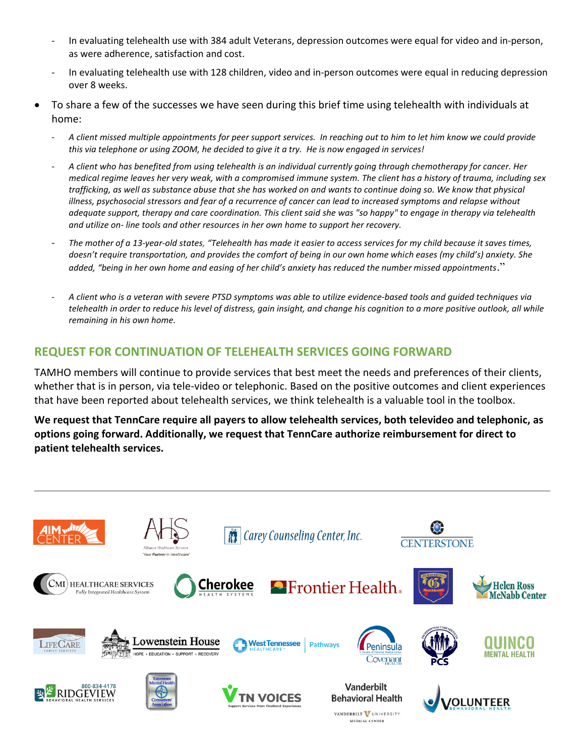- In evaluating telehealth use with 384 adult Veterans, depression outcomes were equal for video and in-person, as were adherence, satisfaction and cost.
- In evaluating telehealth use with 128 children, video and in-person outcomes were equal in reducing depression over 8 weeks.

- To share a few of the successes we have seen during this brief time using telehealth with individuals at home:
  - *A client missed multiple appointments for peer support services. In reaching out to him to let him know we could provide this via telephone or using ZOOM, he decided to give it a try. He is now engaged in services!*
  - *A client who has benefited from using telehealth is an individual currently going through chemotherapy for cancer. Her medical regime leaves her very weak, with a compromised immune system. The client has a history of trauma, including sex trafficking, as well as substance abuse that she has worked on and wants to continue doing so. We know that physical illness, psychosocial stressors and fear of a recurrence of cancer can lead to increased symptoms and relapse without adequate support, therapy and care coordination. This client said she was "so happy" to engage in therapy via telehealth and utilize on- line tools and other resources in her own home to support her recovery.*
  - *The mother of a 13-year-old states, "Telehealth has made it easier to access services for my child because it saves times, doesn't require transportation, and provides the comfort of being in our own home which eases (my child's) anxiety. She added, "being in her own home and easing of her child's anxiety has reduced the number missed appointments."*
  - *A client who is a veteran with severe PTSD symptoms was able to utilize evidence-based tools and guided techniques via telehealth in order to reduce his level of distress, gain insight, and change his cognition to a more positive outlook, all while remaining in his own home.*

## REQUEST FOR CONTINUATION OF TELEHEALTH SERVICES GOING FORWARD

TAMHO members will continue to provide services that best meet the needs and preferences of their clients, whether that is in person, via tele-video or telephonic. Based on the positive outcomes and client experiences that have been reported about telehealth services, we think telehealth is a valuable tool in the toolbox.

**We request that TennCare require all payers to allow telehealth services, both televideo and telephonic, as options going forward. Additionally, we request that TennCare authorize reimbursement for direct to patient telehealth services.**

---

AIM CENTER
AHS Alliance Healthcare Services "Your Partner in Healthcare"
Carey Counseling Center, Inc.
CENTERSTONE
CMI HEALTHCARE SERVICES Fully Integrated Healthcare System
Cherokee HEALTH SYSTEMS
Frontier Health
Helen Ross McNabb Center
LIFECARE FAMILY SERVICES
Lowenstein House HOPE • EDUCATION • SUPPORT • RECOVERY
West Tennessee HEALTHCARE Pathways
Peninsula Covenant HEALTH
PCS
QUINCO MENTAL HEALTH
800-834-4178 RIDGEVIEW BEHAVIORAL HEALTH SERVICES
Tennessee Mental Health Consumers' Association
TN VOICES Support Services From Firsthand Experiences
Vanderbilt Behavioral Health VANDERBILT UNIVERSITY MEDICAL CENTER
VOLUNTEER BEHAVIORAL HEALTH